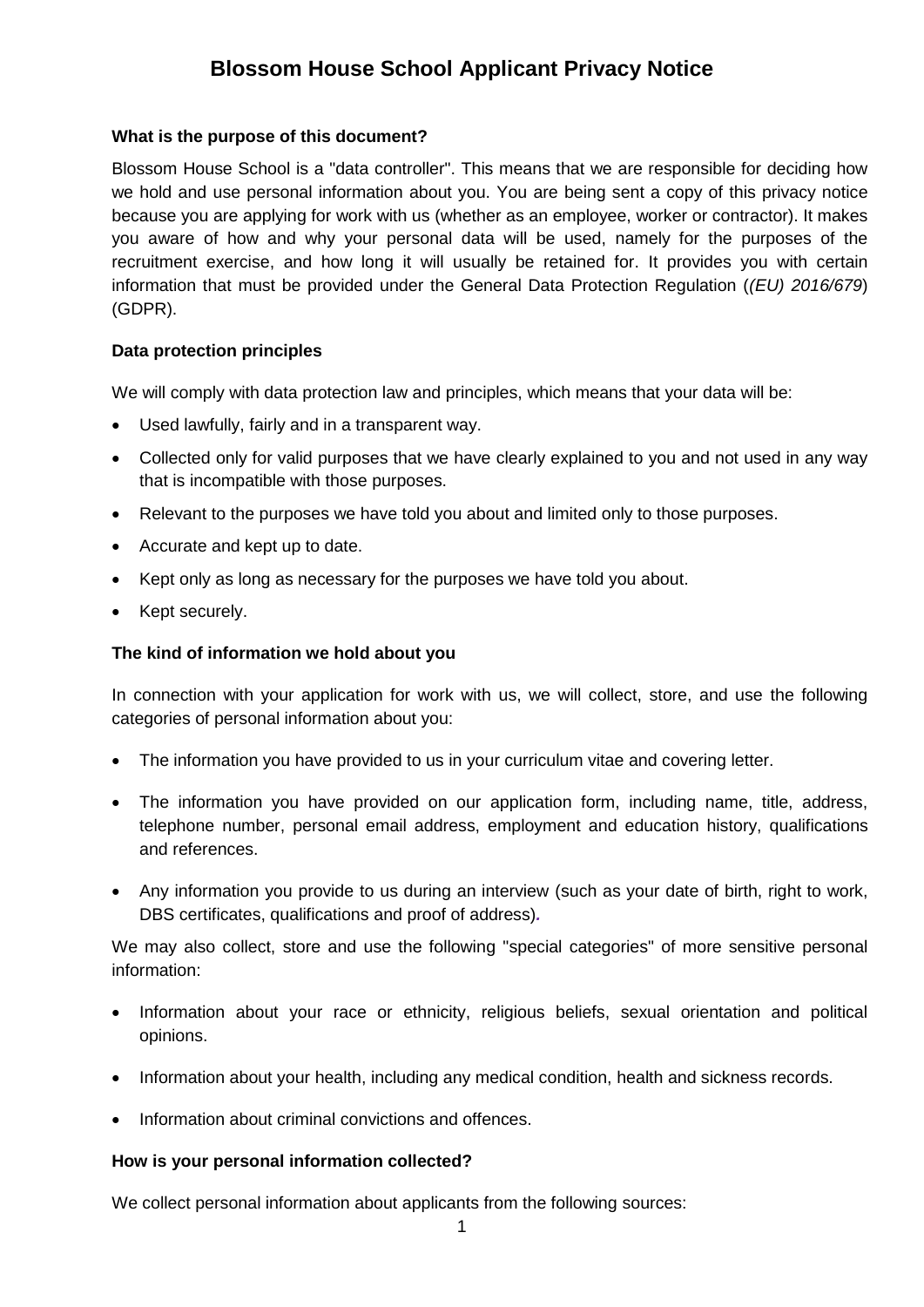# Blossom House School Applicant Privacy Notice

**What is the purpose of this document?**

Blossom House School is a "data controller". This means that we are responsible for deciding how we hold and use personal information about you. You are being sent a copy of this privacy notice because you are applying for work with us (whether as an employee, worker or contractor). It makes you aware of how and why your personal data will be used, namely for the purposes of the recruitment exercise, and how long it will usually be retained for. It provides you with certain information that must be provided under the General Data Protection Regulation (*(EU) 2016/679*) (GDPR).

**Data protection principles**

We will comply with data protection law and principles, which means that your data will be:

- Used lawfully, fairly and in a transparent way.
- Collected only for valid purposes that we have clearly explained to you and not used in any way that is incompatible with those purposes.
- Relevant to the purposes we have told you about and limited only to those purposes.
- Accurate and kept up to date.
- Kept only as long as necessary for the purposes we have told you about.
- Kept securely.

**The kind of information we hold about you**

In connection with your application for work with us, we will collect, store, and use the following categories of personal information about you:

- The information you have provided to us in your curriculum vitae and covering letter.
- The information you have provided on our application form, including name, title, address, telephone number, personal email address, employment and education history, qualifications and references.
- Any information you provide to us during an interview (such as your date of birth, right to work, DBS certificates, qualifications and proof of address).

We may also collect, store and use the following "special categories" of more sensitive personal information:

- Information about your race or ethnicity, religious beliefs, sexual orientation and political opinions.
- Information about your health, including any medical condition, health and sickness records.
- Information about criminal convictions and offences.

**How is your personal information collected?**

We collect personal information about applicants from the following sources: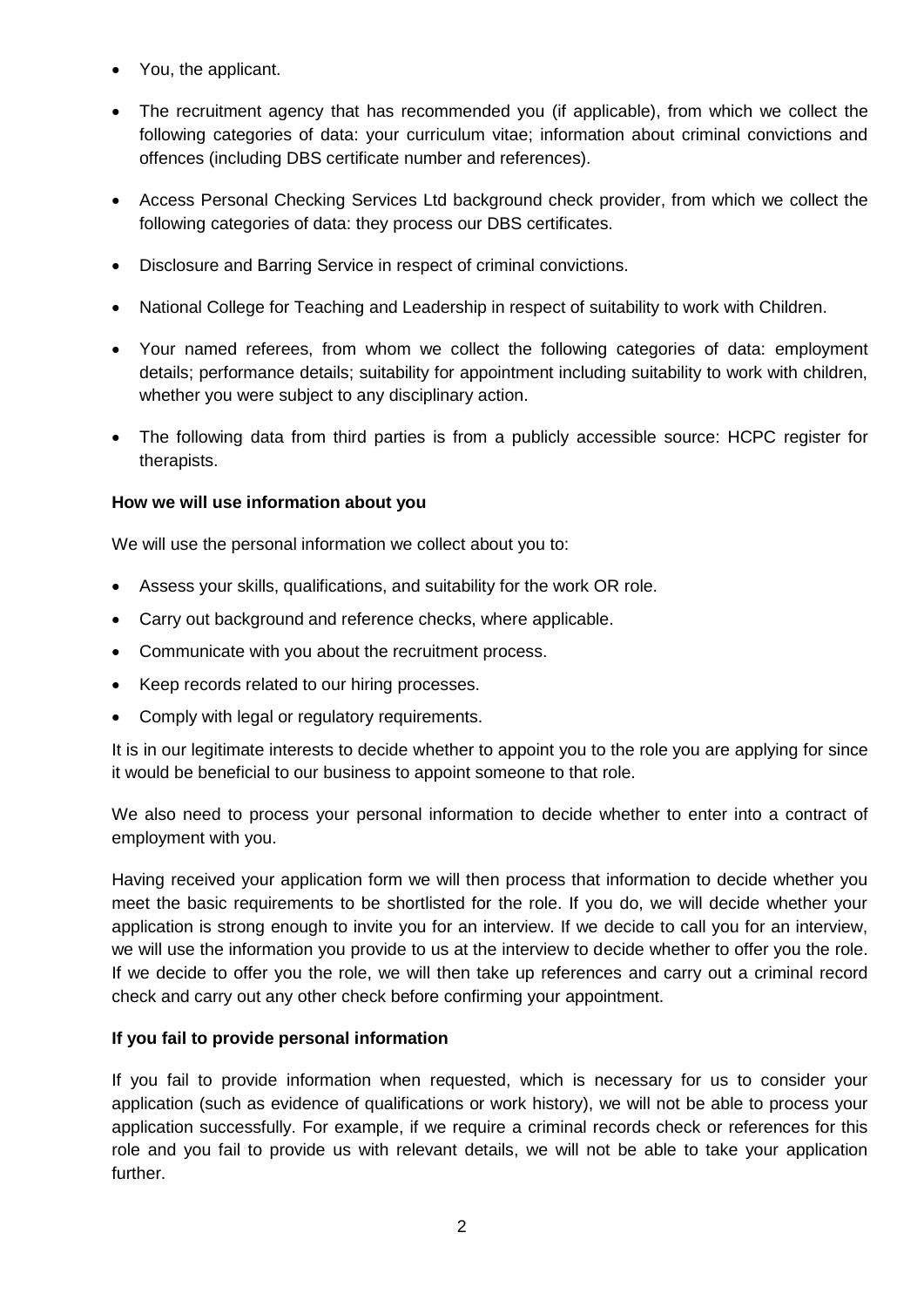- You, the applicant.
- The recruitment agency that has recommended you (if applicable), from which we collect the following categories of data: your curriculum vitae; information about criminal convictions and offences (including DBS certificate number and references).
- Access Personal Checking Services Ltd background check provider, from which we collect the following categories of data: they process our DBS certificates.
- Disclosure and Barring Service in respect of criminal convictions.
- National College for Teaching and Leadership in respect of suitability to work with Children.
- Your named referees, from whom we collect the following categories of data: employment details; performance details; suitability for appointment including suitability to work with children, whether you were subject to any disciplinary action.
- The following data from third parties is from a publicly accessible source: HCPC register for therapists.

**How we will use information about you**

We will use the personal information we collect about you to:

- Assess your skills, qualifications, and suitability for the work OR role.
- Carry out background and reference checks, where applicable.
- Communicate with you about the recruitment process.
- Keep records related to our hiring processes.
- Comply with legal or regulatory requirements.

It is in our legitimate interests to decide whether to appoint you to the role you are applying for since it would be beneficial to our business to appoint someone to that role.

We also need to process your personal information to decide whether to enter into a contract of employment with you.

Having received your application form we will then process that information to decide whether you meet the basic requirements to be shortlisted for the role. If you do, we will decide whether your application is strong enough to invite you for an interview. If we decide to call you for an interview, we will use the information you provide to us at the interview to decide whether to offer you the role. If we decide to offer you the role, we will then take up references and carry out a criminal record check and carry out any other check before confirming your appointment.

**If you fail to provide personal information**

If you fail to provide information when requested, which is necessary for us to consider your application (such as evidence of qualifications or work history), we will not be able to process your application successfully. For example, if we require a criminal records check or references for this role and you fail to provide us with relevant details, we will not be able to take your application further.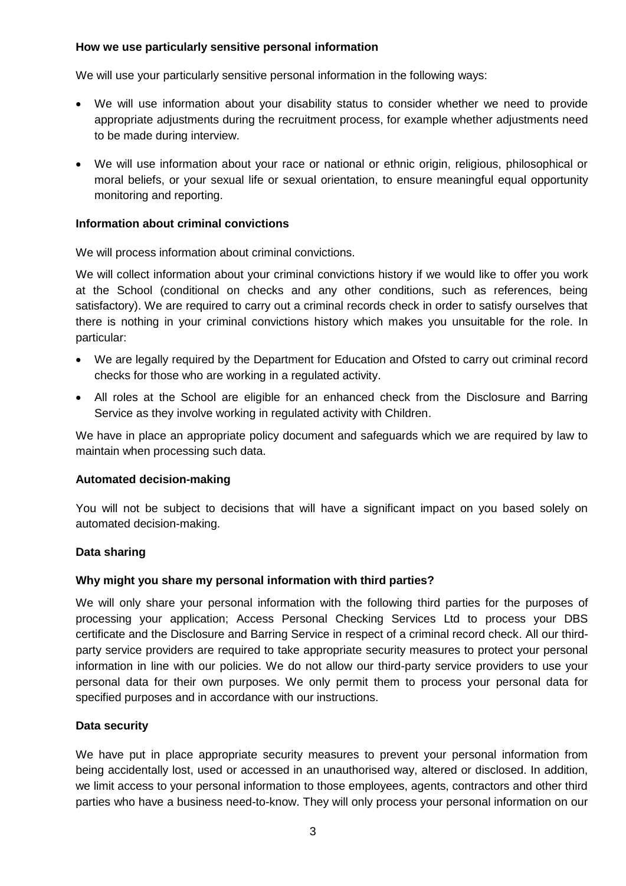**How we use particularly sensitive personal information**

We will use your particularly sensitive personal information in the following ways:

- We will use information about your disability status to consider whether we need to provide appropriate adjustments during the recruitment process, for example whether adjustments need to be made during interview.
- We will use information about your race or national or ethnic origin, religious, philosophical or moral beliefs, or your sexual life or sexual orientation, to ensure meaningful equal opportunity monitoring and reporting.

**Information about criminal convictions**

We will process information about criminal convictions.

We will collect information about your criminal convictions history if we would like to offer you work at the School (conditional on checks and any other conditions, such as references, being satisfactory). We are required to carry out a criminal records check in order to satisfy ourselves that there is nothing in your criminal convictions history which makes you unsuitable for the role. In particular:

- We are legally required by the Department for Education and Ofsted to carry out criminal record checks for those who are working in a regulated activity.
- All roles at the School are eligible for an enhanced check from the Disclosure and Barring Service as they involve working in regulated activity with Children.

We have in place an appropriate policy document and safeguards which we are required by law to maintain when processing such data.

**Automated decision-making**

You will not be subject to decisions that will have a significant impact on you based solely on automated decision-making.

**Data sharing**

**Why might you share my personal information with third parties?**

We will only share your personal information with the following third parties for the purposes of processing your application; Access Personal Checking Services Ltd to process your DBS certificate and the Disclosure and Barring Service in respect of a criminal record check. All our third-party service providers are required to take appropriate security measures to protect your personal information in line with our policies. We do not allow our third-party service providers to use your personal data for their own purposes. We only permit them to process your personal data for specified purposes and in accordance with our instructions.

**Data security**

We have put in place appropriate security measures to prevent your personal information from being accidentally lost, used or accessed in an unauthorised way, altered or disclosed. In addition, we limit access to your personal information to those employees, agents, contractors and other third parties who have a business need-to-know. They will only process your personal information on our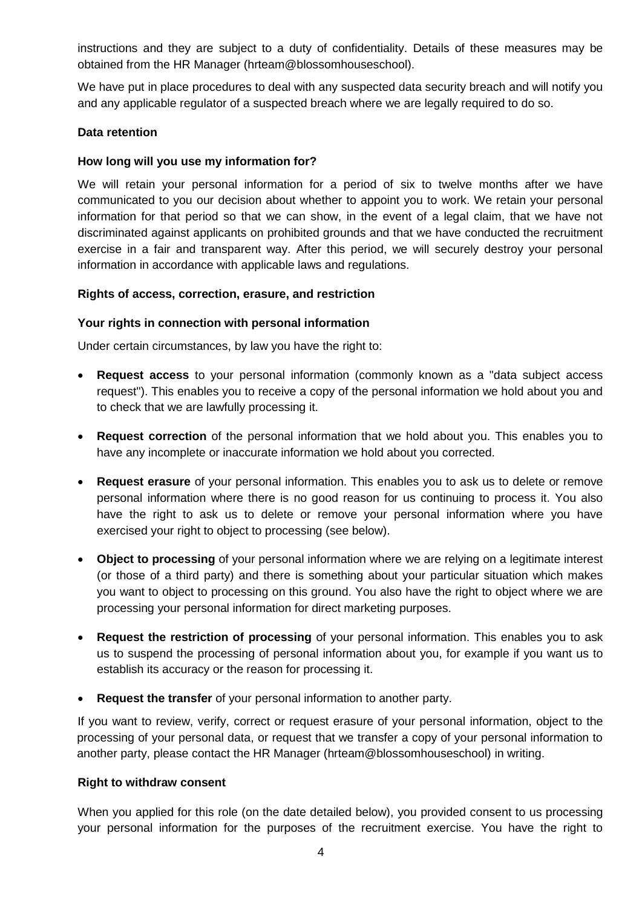instructions and they are subject to a duty of confidentiality. Details of these measures may be obtained from the HR Manager (hrteam@blossomhouseschool).

We have put in place procedures to deal with any suspected data security breach and will notify you and any applicable regulator of a suspected breach where we are legally required to do so.

**Data retention**

**How long will you use my information for?**

We will retain your personal information for a period of six to twelve months after we have communicated to you our decision about whether to appoint you to work. We retain your personal information for that period so that we can show, in the event of a legal claim, that we have not discriminated against applicants on prohibited grounds and that we have conducted the recruitment exercise in a fair and transparent way. After this period, we will securely destroy your personal information in accordance with applicable laws and regulations.

**Rights of access, correction, erasure, and restriction**

**Your rights in connection with personal information**

Under certain circumstances, by law you have the right to:

- **Request access** to your personal information (commonly known as a "data subject access request"). This enables you to receive a copy of the personal information we hold about you and to check that we are lawfully processing it.
- **Request correction** of the personal information that we hold about you. This enables you to have any incomplete or inaccurate information we hold about you corrected.
- **Request erasure** of your personal information. This enables you to ask us to delete or remove personal information where there is no good reason for us continuing to process it. You also have the right to ask us to delete or remove your personal information where you have exercised your right to object to processing (see below).
- **Object to processing** of your personal information where we are relying on a legitimate interest (or those of a third party) and there is something about your particular situation which makes you want to object to processing on this ground. You also have the right to object where we are processing your personal information for direct marketing purposes.
- **Request the restriction of processing** of your personal information. This enables you to ask us to suspend the processing of personal information about you, for example if you want us to establish its accuracy or the reason for processing it.
- **Request the transfer** of your personal information to another party.

If you want to review, verify, correct or request erasure of your personal information, object to the processing of your personal data, or request that we transfer a copy of your personal information to another party, please contact the HR Manager (hrteam@blossomhouseschool) in writing.

**Right to withdraw consent**

When you applied for this role (on the date detailed below), you provided consent to us processing your personal information for the purposes of the recruitment exercise. You have the right to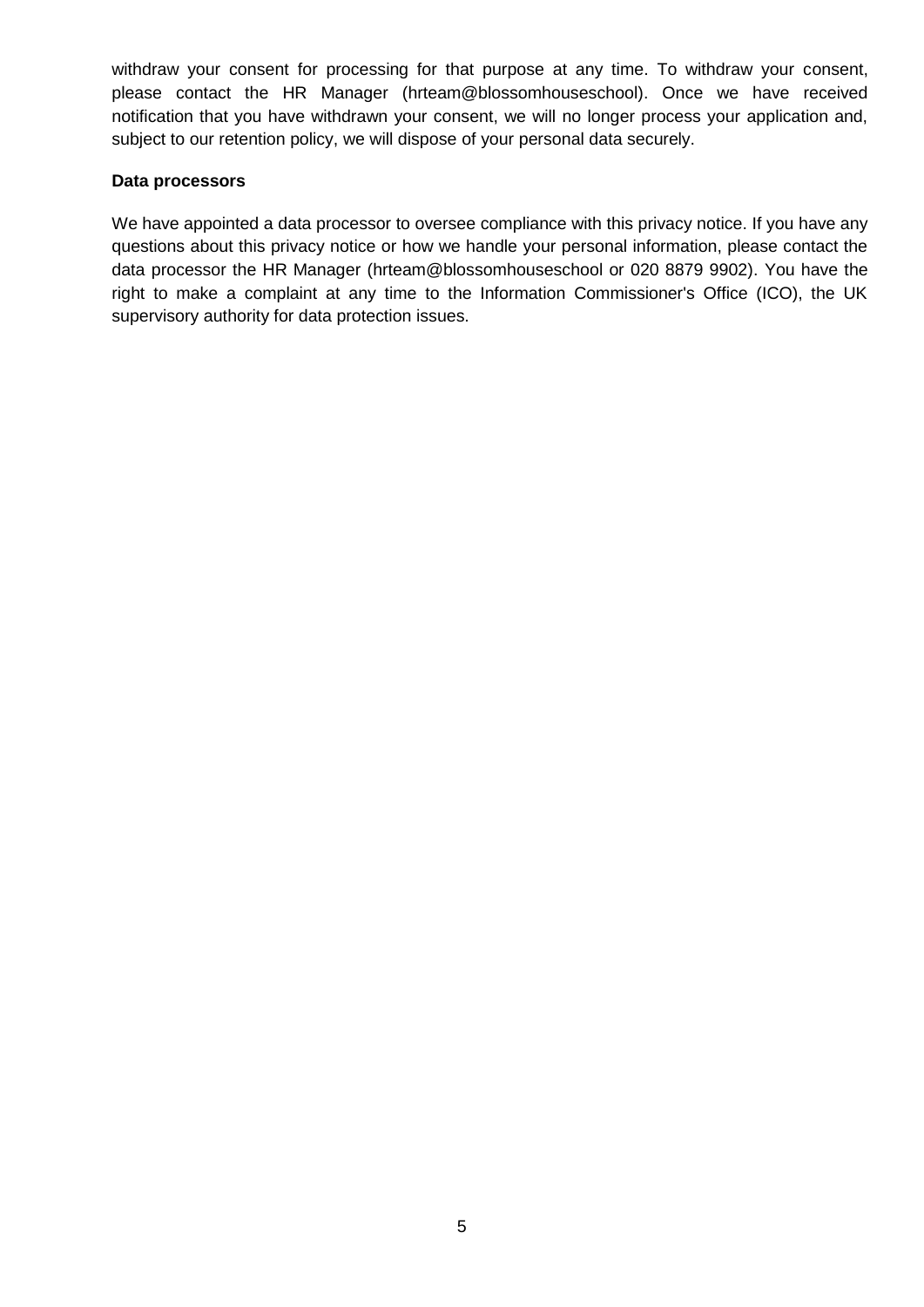withdraw your consent for processing for that purpose at any time. To withdraw your consent, please contact the HR Manager (hrteam@blossomhouseschool). Once we have received notification that you have withdrawn your consent, we will no longer process your application and, subject to our retention policy, we will dispose of your personal data securely.

**Data processors**

We have appointed a data processor to oversee compliance with this privacy notice. If you have any questions about this privacy notice or how we handle your personal information, please contact the data processor the HR Manager (hrteam@blossomhouseschool or 020 8879 9902). You have the right to make a complaint at any time to the Information Commissioner's Office (ICO), the UK supervisory authority for data protection issues.